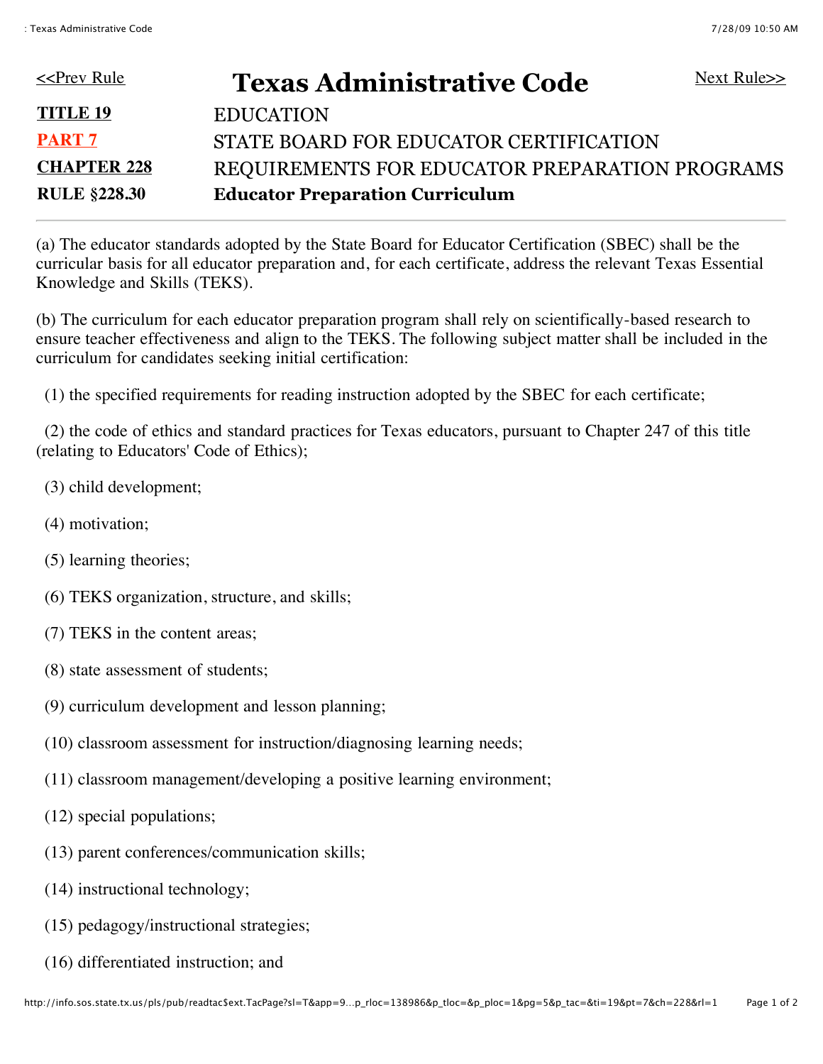<<Prev Rule

# Texas Administrative Code

Next Rule>>

| | |
|---|---|
| **TITLE 19** | EDUCATION |
| **PART 7** | STATE BOARD FOR EDUCATOR CERTIFICATION |
| **CHAPTER 228** | REQUIREMENTS FOR EDUCATOR PREPARATION PROGRAMS |
| **RULE §228.30** | **Educator Preparation Curriculum** |

---

(a) The educator standards adopted by the State Board for Educator Certification (SBEC) shall be the curricular basis for all educator preparation and, for each certificate, address the relevant Texas Essential Knowledge and Skills (TEKS).

(b) The curriculum for each educator preparation program shall rely on scientifically-based research to ensure teacher effectiveness and align to the TEKS. The following subject matter shall be included in the curriculum for candidates seeking initial certification:

(1) the specified requirements for reading instruction adopted by the SBEC for each certificate;

(2) the code of ethics and standard practices for Texas educators, pursuant to Chapter 247 of this title (relating to Educators' Code of Ethics);

(3) child development;

(4) motivation;

(5) learning theories;

(6) TEKS organization, structure, and skills;

(7) TEKS in the content areas;

(8) state assessment of students;

(9) curriculum development and lesson planning;

(10) classroom assessment for instruction/diagnosing learning needs;

(11) classroom management/developing a positive learning environment;

(12) special populations;

(13) parent conferences/communication skills;

(14) instructional technology;

(15) pedagogy/instructional strategies;

(16) differentiated instruction; and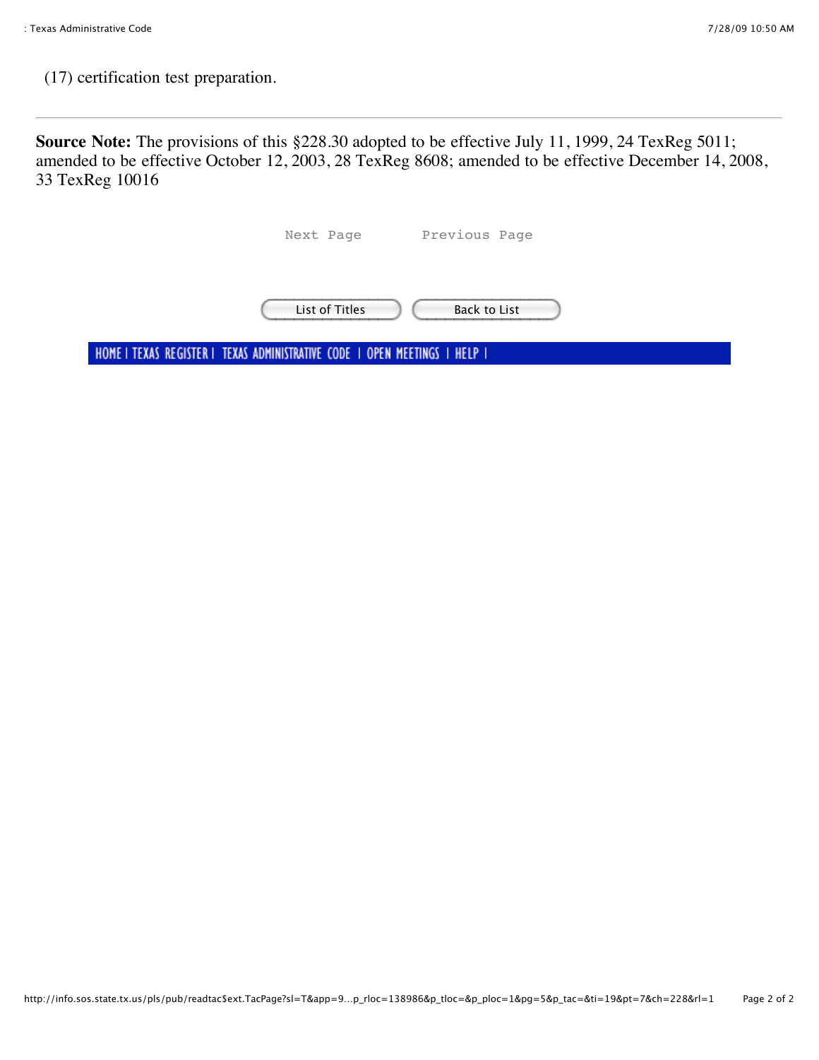(17) certification test preparation.

---

**Source Note:** The provisions of this §228.30 adopted to be effective July 11, 1999, 24 TexReg 5011; amended to be effective October 12, 2003, 28 TexReg 8608; amended to be effective December 14, 2008, 33 TexReg 10016

Next Page Previous Page

List of Titles Back to List

HOME | TEXAS REGISTER | TEXAS ADMINISTRATIVE CODE | OPEN MEETINGS | HELP |